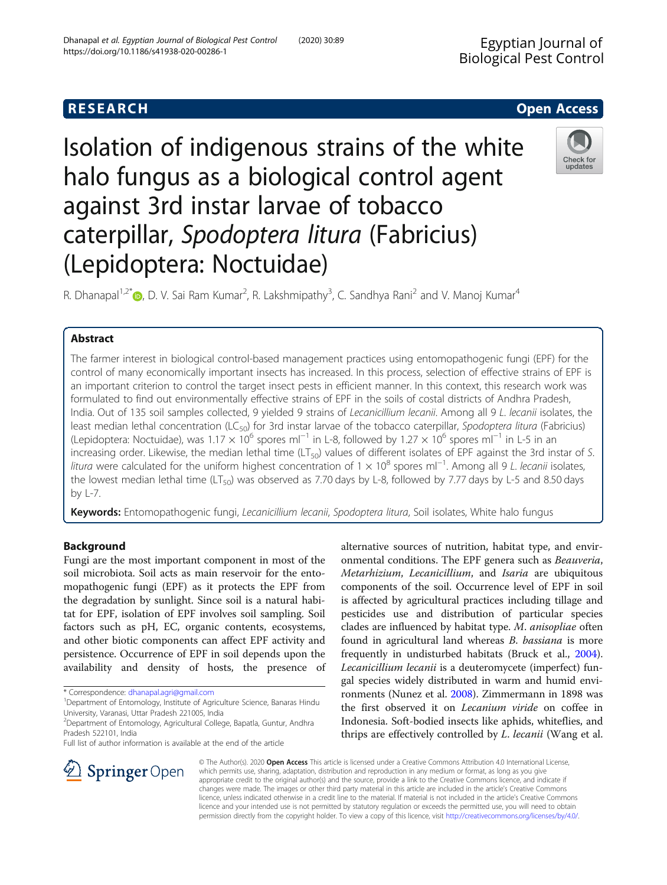RESEARCH

Open Access

# Isolation of indigenous strains of the white halo fungus as a biological control agent against 3rd instar larvae of tobacco caterpillar, *Spodoptera litura* (Fabricius) (Lepidoptera: Noctuidae)

R. Dhanapal[1,2*], D. V. Sai Ram Kumar[2], R. Lakshmipathy[3], C. Sandhya Rani[2] and V. Manoj Kumar[4]

## Abstract

The farmer interest in biological control-based management practices using entomopathogenic fungi (EPF) for the control of many economically important insects has increased. In this process, selection of effective strains of EPF is an important criterion to control the target insect pests in efficient manner. In this context, this research work was formulated to find out environmentally effective strains of EPF in the soils of costal districts of Andhra Pradesh, India. Out of 135 soil samples collected, 9 yielded 9 strains of *Lecanicillium lecanii*. Among all 9 *L. lecanii* isolates, the least median lethal concentration ($LC_{50}$) for 3rd instar larvae of the tobacco caterpillar, *Spodoptera litura* (Fabricius) (Lepidoptera: Noctuidae), was $1.17 \times 10^6$ spores $ml^{-1}$ in L-8, followed by $1.27 \times 10^6$ spores $ml^{-1}$ in L-5 in an increasing order. Likewise, the median lethal time ($LT_{50}$) values of different isolates of EPF against the 3rd instar of *S. litura* were calculated for the uniform highest concentration of $1 \times 10^8$ spores $ml^{-1}$. Among all 9 *L. lecanii* isolates, the lowest median lethal time ($LT_{50}$) was observed as 7.70 days by L-8, followed by 7.77 days by L-5 and 8.50 days by L-7.

**Keywords:** Entomopathogenic fungi, *Lecanicillium lecanii*, *Spodoptera litura*, Soil isolates, White halo fungus

## Background

Fungi are the most important component in most of the soil microbiota. Soil acts as main reservoir for the entomopathogenic fungi (EPF) as it protects the EPF from the degradation by sunlight. Since soil is a natural habitat for EPF, isolation of EPF involves soil sampling. Soil factors such as pH, EC, organic contents, ecosystems, and other biotic components can affect EPF activity and persistence. Occurrence of EPF in soil depends upon the availability and density of hosts, the presence of alternative sources of nutrition, habitat type, and environmental conditions. The EPF genera such as *Beauveria*, *Metarhizium*, *Lecanicillium*, and *Isaria* are ubiquitous components of the soil. Occurrence level of EPF in soil is affected by agricultural practices including tillage and pesticides use and distribution of particular species clades are influenced by habitat type. *M. anisopliae* often found in agricultural land whereas *B. bassiana* is more frequently in undisturbed habitats (Bruck et al., 2004). *Lecanicillium lecanii* is a deuteromycete (imperfect) fungal species widely distributed in warm and humid environments (Nunez et al. 2008). Zimmermann in 1898 was the first observed it on *Lecanium viride* on coffee in Indonesia. Soft-bodied insects like aphids, whiteflies, and thrips are effectively controlled by *L. lecanii* (Wang et al.

\* Correspondence: dhanapal.agri@gmail.com
[1]Department of Entomology, Institute of Agriculture Science, Banaras Hindu University, Varanasi, Uttar Pradesh 221005, India
[2]Department of Entomology, Agricultural College, Bapatla, Guntur, Andhra Pradesh 522101, India
Full list of author information is available at the end of the article

© The Author(s). 2020 **Open Access** This article is licensed under a Creative Commons Attribution 4.0 International License, which permits use, sharing, adaptation, distribution and reproduction in any medium or format, as long as you give appropriate credit to the original author(s) and the source, provide a link to the Creative Commons licence, and indicate if changes were made. The images or other third party material in this article are included in the article's Creative Commons licence, unless indicated otherwise in a credit line to the material. If material is not included in the article's Creative Commons licence and your intended use is not permitted by statutory regulation or exceeds the permitted use, you will need to obtain permission directly from the copyright holder. To view a copy of this licence, visit http://creativecommons.org/licenses/by/4.0/.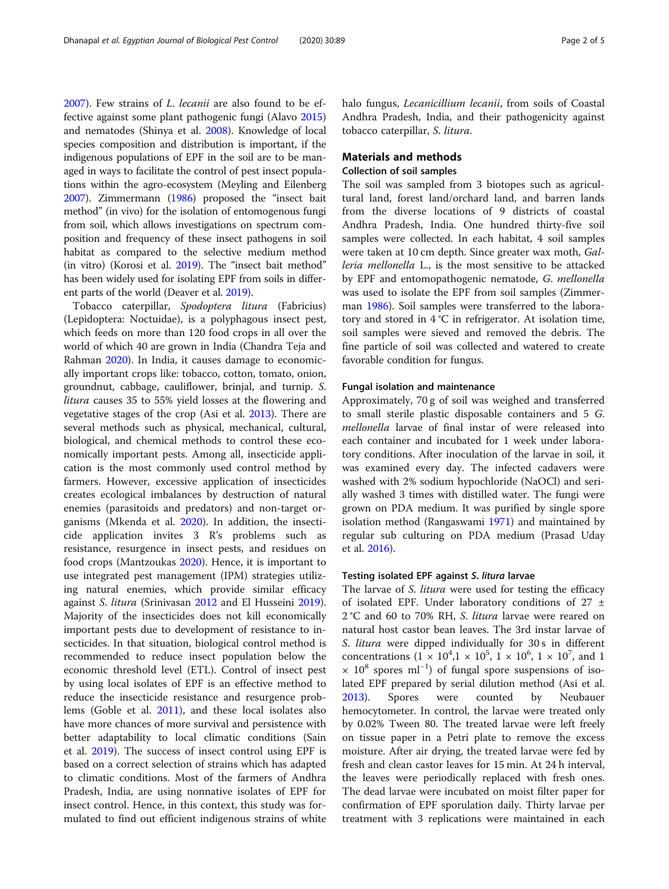2007). Few strains of *L. lecanii* are also found to be effective against some plant pathogenic fungi (Alavo 2015) and nematodes (Shinya et al. 2008). Knowledge of local species composition and distribution is important, if the indigenous populations of EPF in the soil are to be managed in ways to facilitate the control of pest insect populations within the agro-ecosystem (Meyling and Eilenberg 2007). Zimmermann (1986) proposed the "insect bait method" (in vivo) for the isolation of entomogenous fungi from soil, which allows investigations on spectrum composition and frequency of these insect pathogens in soil habitat as compared to the selective medium method (in vitro) (Korosi et al. 2019). The "insect bait method" has been widely used for isolating EPF from soils in different parts of the world (Deaver et al. 2019).

Tobacco caterpillar, *Spodoptera litura* (Fabricius) (Lepidoptera: Noctuidae), is a polyphagous insect pest, which feeds on more than 120 food crops in all over the world of which 40 are grown in India (Chandra Teja and Rahman 2020). In India, it causes damage to economically important crops like: tobacco, cotton, tomato, onion, groundnut, cabbage, cauliflower, brinjal, and turnip. *S. litura* causes 35 to 55% yield losses at the flowering and vegetative stages of the crop (Asi et al. 2013). There are several methods such as physical, mechanical, cultural, biological, and chemical methods to control these economically important pests. Among all, insecticide application is the most commonly used control method by farmers. However, excessive application of insecticides creates ecological imbalances by destruction of natural enemies (parasitoids and predators) and non-target organisms (Mkenda et al. 2020). In addition, the insecticide application invites 3 R's problems such as resistance, resurgence in insect pests, and residues on food crops (Mantzoukas 2020). Hence, it is important to use integrated pest management (IPM) strategies utilizing natural enemies, which provide similar efficacy against *S. litura* (Srinivasan 2012 and El Husseini 2019). Majority of the insecticides does not kill economically important pests due to development of resistance to insecticides. In that situation, biological control method is recommended to reduce insect population below the economic threshold level (ETL). Control of insect pest by using local isolates of EPF is an effective method to reduce the insecticide resistance and resurgence problems (Goble et al. 2011), and these local isolates also have more chances of more survival and persistence with better adaptability to local climatic conditions (Sain et al. 2019). The success of insect control using EPF is based on a correct selection of strains which has adapted to climatic conditions. Most of the farmers of Andhra Pradesh, India, are using nonnative isolates of EPF for insect control. Hence, in this context, this study was formulated to find out efficient indigenous strains of white halo fungus, *Lecanicillium lecanii*, from soils of Coastal Andhra Pradesh, India, and their pathogenicity against tobacco caterpillar, *S. litura*.

## Materials and methods

### Collection of soil samples

The soil was sampled from 3 biotopes such as agricultural land, forest land/orchard land, and barren lands from the diverse locations of 9 districts of coastal Andhra Pradesh, India. One hundred thirty-five soil samples were collected. In each habitat, 4 soil samples were taken at 10 cm depth. Since greater wax moth, *Galleria mellonella* L., is the most sensitive to be attacked by EPF and entomopathogenic nematode, *G. mellonella* was used to isolate the EPF from soil samples (Zimmerman 1986). Soil samples were transferred to the laboratory and stored in 4 °C in refrigerator. At isolation time, soil samples were sieved and removed the debris. The fine particle of soil was collected and watered to create favorable condition for fungus.

### Fungal isolation and maintenance

Approximately, 70 g of soil was weighed and transferred to small sterile plastic disposable containers and 5 *G. mellonella* larvae of final instar of were released into each container and incubated for 1 week under laboratory conditions. After inoculation of the larvae in soil, it was examined every day. The infected cadavers were washed with 2% sodium hypochloride (NaOCl) and serially washed 3 times with distilled water. The fungi were grown on PDA medium. It was purified by single spore isolation method (Rangaswami 1971) and maintained by regular sub culturing on PDA medium (Prasad Uday et al. 2016).

### Testing isolated EPF against *S. litura* larvae

The larvae of *S. litura* were used for testing the efficacy of isolated EPF. Under laboratory conditions of 27 ± 2 °C and 60 to 70% RH, *S. litura* larvae were reared on natural host castor bean leaves. The 3rd instar larvae of *S. litura* were dipped individually for 30 s in different concentrations ($1 \times 10^4$, $1 \times 10^5$, $1 \times 10^6$, $1 \times 10^7$, and $1 \times 10^8$ spores ml$^{-1}$) of fungal spore suspensions of isolated EPF prepared by serial dilution method (Asi et al. 2013). Spores were counted by Neubauer hemocytometer. In control, the larvae were treated only by 0.02% Tween 80. The treated larvae were left freely on tissue paper in a Petri plate to remove the excess moisture. After air drying, the treated larvae were fed by fresh and clean castor leaves for 15 min. At 24 h interval, the leaves were periodically replaced with fresh ones. The dead larvae were incubated on moist filter paper for confirmation of EPF sporulation daily. Thirty larvae per treatment with 3 replications were maintained in each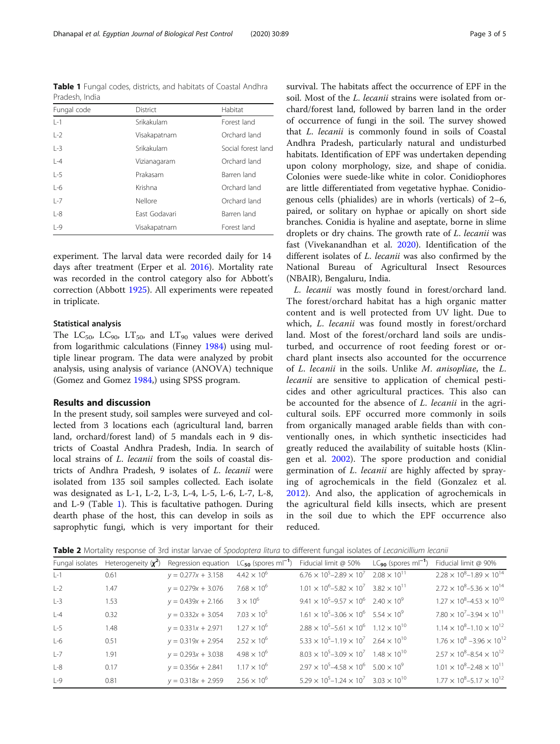**Table 1** Fungal codes, districts, and habitats of Coastal Andhra Pradesh, India

| Fungal code | District | Habitat |
|---|---|---|
| L-1 | Srikakulam | Forest land |
| L-2 | Visakapatnam | Orchard land |
| L-3 | Srikakulam | Social forest land |
| L-4 | Vizianagaram | Orchard land |
| L-5 | Prakasam | Barren land |
| L-6 | Krishna | Orchard land |
| L-7 | Nellore | Orchard land |
| L-8 | East Godavari | Barren land |
| L-9 | Visakapatnam | Forest land |

experiment. The larval data were recorded daily for 14 days after treatment (Erper et al. 2016). Mortality rate was recorded in the control category also for Abbott's correction (Abbott 1925). All experiments were repeated in triplicate.

### Statistical analysis

The $LC_{50}$, $LC_{90}$, $LT_{50}$, and $LT_{90}$ values were derived from logarithmic calculations (Finney 1984) using multiple linear program. The data were analyzed by probit analysis, using analysis of variance (ANOVA) technique (Gomez and Gomez 1984,) using SPSS program.

## Results and discussion

In the present study, soil samples were surveyed and collected from 3 locations each (agricultural land, barren land, orchard/forest land) of 5 mandals each in 9 districts of Coastal Andhra Pradesh, India. In search of local strains of *L. lecanii* from the soils of coastal districts of Andhra Pradesh, 9 isolates of *L. lecanii* were isolated from 135 soil samples collected. Each isolate was designated as L-1, L-2, L-3, L-4, L-5, L-6, L-7, L-8, and L-9 (Table 1). This is facultative pathogen. During dearth phase of the host, this can develop in soils as saprophytic fungi, which is very important for their survival. The habitats affect the occurrence of EPF in the soil. Most of the *L. lecanii* strains were isolated from orchard/forest land, followed by barren land in the order of occurrence of fungi in the soil. The survey showed that *L. lecanii* is commonly found in soils of Coastal Andhra Pradesh, particularly natural and undisturbed habitats. Identification of EPF was undertaken depending upon colony morphology, size, and shape of conidia. Colonies were suede-like white in color. Conidiophores are little differentiated from vegetative hyphae. Conidiogenous cells (phialides) are in whorls (verticals) of 2–6, paired, or solitary on hyphae or apically on short side branches. Conidia is hyaline and aseptate, borne in slime droplets or dry chains. The growth rate of *L. lecanii* was fast (Vivekanandhan et al. 2020). Identification of the different isolates of *L. lecanii* was also confirmed by the National Bureau of Agricultural Insect Resources (NBAIR), Bengaluru, India.

*L. lecanii* was mostly found in forest/orchard land. The forest/orchard habitat has a high organic matter content and is well protected from UV light. Due to which, *L. lecanii* was found mostly in forest/orchard land. Most of the forest/orchard land soils are undisturbed, and occurrence of root feeding forest or orchard plant insects also accounted for the occurrence of *L. lecanii* in the soils. Unlike *M. anisopliae*, the *L. lecanii* are sensitive to application of chemical pesticides and other agricultural practices. This also can be accounted for the absence of *L. lecanii* in the agricultural soils. EPF occurred more commonly in soils from organically managed arable fields than with conventionally ones, in which synthetic insecticides had greatly reduced the availability of suitable hosts (Klingen et al. 2002). The spore production and conidial germination of *L. lecanii* are highly affected by spraying of agrochemicals in the field (Gonzalez et al. 2012). And also, the application of agrochemicals in the agricultural field kills insects, which are present in the soil due to which the EPF occurrence also reduced.

**Table 2** Mortality response of 3rd instar larvae of *Spodoptera litura* to different fungal isolates of *Lecanicillium lecanii*

| Fungal isolates | Heterogeneity ($\chi^2$) | Regression equation | $LC_{50}$ (spores $ml^{-1}$) | Fiducial limit @ 50% | $LC_{90}$ (spores $ml^{-1}$) | Fiducial limit @ 90% |
|---|---|---|---|---|---|---|
| L-1 | 0.61 | $y = 0.277x + 3.158$ | $4.42 \times 10^6$ | $6.76 \times 10^5$–$2.89 \times 10^7$ | $2.08 \times 10^{11}$ | $2.28 \times 10^8$–$1.89 \times 10^{14}$ |
| L-2 | 1.47 | $y = 0.279x + 3.076$ | $7.68 \times 10^6$ | $1.01 \times 10^6$–$5.82 \times 10^7$ | $3.82 \times 10^{11}$ | $2.72 \times 10^8$–$5.36 \times 10^{14}$ |
| L-3 | 1.53 | $y = 0.439x + 2.166$ | $3 \times 10^6$ | $9.41 \times 10^5$–$9.57 \times 10^6$ | $2.40 \times 10^9$ | $1.27 \times 10^8$–$4.53 \times 10^{10}$ |
| L-4 | 0.32 | $y = 0.332x + 3.054$ | $7.03 \times 10^5$ | $1.61 \times 10^5$–$3.06 \times 10^6$ | $5.54 \times 10^9$ | $7.80 \times 10^7$–$3.94 \times 10^{11}$ |
| L-5 | 1.48 | $y = 0.331x + 2.971$ | $1.27 \times 10^6$ | $2.88 \times 10^5$–$5.61 \times 10^6$ | $1.12 \times 10^{10}$ | $1.14 \times 10^8$–$1.10 \times 10^{12}$ |
| L-6 | 0.51 | $y = 0.319x + 2.954$ | $2.52 \times 10^6$ | $5.33 \times 10^5$–$1.19 \times 10^7$ | $2.64 \times 10^{10}$ | $1.76 \times 10^8$ –$3.96 \times 10^{12}$ |
| L-7 | 1.91 | $y = 0.293x + 3.038$ | $4.98 \times 10^6$ | $8.03 \times 10^5$–$3.09 \times 10^7$ | $1.48 \times 10^{10}$ | $2.57 \times 10^8$–$8.54 \times 10^{12}$ |
| L-8 | 0.17 | $y = 0.356x + 2.841$ | $1.17 \times 10^6$ | $2.97 \times 10^5$–$4.58 \times 10^6$ | $5.00 \times 10^9$ | $1.01 \times 10^8$–$2.48 \times 10^{11}$ |
| L-9 | 0.81 | $y = 0.318x + 2.959$ | $2.56 \times 10^6$ | $5.29 \times 10^5$–$1.24 \times 10^7$ | $3.03 \times 10^{10}$ | $1.77 \times 10^8$–$5.17 \times 10^{12}$ |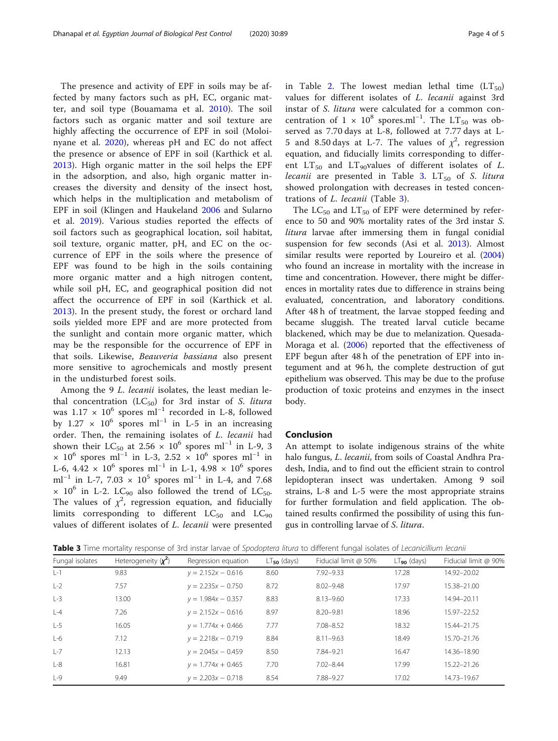The presence and activity of EPF in soils may be affected by many factors such as pH, EC, organic matter, and soil type (Bouamama et al. 2010). The soil factors such as organic matter and soil texture are highly affecting the occurrence of EPF in soil (Moloinyane et al. 2020), whereas pH and EC do not affect the presence or absence of EPF in soil (Karthick et al. 2013). High organic matter in the soil helps the EPF in the adsorption, and also, high organic matter increases the diversity and density of the insect host, which helps in the multiplication and metabolism of EPF in soil (Klingen and Haukeland 2006 and Sularno et al. 2019). Various studies reported the effects of soil factors such as geographical location, soil habitat, soil texture, organic matter, pH, and EC on the occurrence of EPF in the soils where the presence of EPF was found to be high in the soils containing more organic matter and a high nitrogen content, while soil pH, EC, and geographical position did not affect the occurrence of EPF in soil (Karthick et al. 2013). In the present study, the forest or orchard land soils yielded more EPF and are more protected from the sunlight and contain more organic matter, which may be the responsible for the occurrence of EPF in that soils. Likewise, *Beauveria bassiana* also present more sensitive to agrochemicals and mostly present in the undisturbed forest soils.

Among the 9 *L. lecanii* isolates, the least median lethal concentration ($LC_{50}$) for 3rd instar of *S. litura* was $1.17 \times 10^6$ spores $ml^{-1}$ recorded in L-8, followed by $1.27 \times 10^6$ spores $ml^{-1}$ in L-5 in an increasing order. Then, the remaining isolates of *L. lecanii* had shown their $LC_{50}$ at $2.56 \times 10^6$ spores $ml^{-1}$ in L-9, $3 \times 10^6$ spores $ml^{-1}$ in L-3, $2.52 \times 10^6$ spores $ml^{-1}$ in L-6, $4.42 \times 10^6$ spores $ml^{-1}$ in L-1, $4.98 \times 10^6$ spores $ml^{-1}$ in L-7, $7.03 \times 10^5$ spores $ml^{-1}$ in L-4, and $7.68 \times 10^6$ in L-2. $LC_{90}$ also followed the trend of $LC_{50}$. The values of $\chi^2$, regression equation, and fiducially limits corresponding to different $LC_{50}$ and $LC_{90}$ values of different isolates of *L. lecanii* were presented in Table 2. The lowest median lethal time ($LT_{50}$) values for different isolates of *L. lecanii* against 3rd instar of *S. litura* were calculated for a common concentration of $1 \times 10^8$ spores.$ml^{-1}$. The $LT_{50}$ was observed as 7.70 days at L-8, followed at 7.77 days at L-5 and 8.50 days at L-7. The values of $\chi^2$, regression equation, and fiducially limits corresponding to different $LT_{50}$ and $LT_{90}$values of different isolates of *L. lecanii* are presented in Table 3. $LT_{50}$ of *S. litura* showed prolongation with decreases in tested concentrations of *L. lecanii* (Table 3).

The $LC_{50}$ and $LT_{50}$ of EPF were determined by reference to 50 and 90% mortality rates of the 3rd instar *S. litura* larvae after immersing them in fungal conidial suspension for few seconds (Asi et al. 2013). Almost similar results were reported by Loureiro et al. (2004) who found an increase in mortality with the increase in time and concentration. However, there might be differences in mortality rates due to difference in strains being evaluated, concentration, and laboratory conditions. After 48 h of treatment, the larvae stopped feeding and became sluggish. The treated larval cuticle became blackened, which may be due to melanization. Quesada-Moraga et al. (2006) reported that the effectiveness of EPF begun after 48 h of the penetration of EPF into integument and at 96 h, the complete destruction of gut epithelium was observed. This may be due to the profuse production of toxic proteins and enzymes in the insect body.

## Conclusion

An attempt to isolate indigenous strains of the white halo fungus, *L. lecanii*, from soils of Coastal Andhra Pradesh, India, and to find out the efficient strain to control lepidopteran insect was undertaken. Among 9 soil strains, L-8 and L-5 were the most appropriate strains for further formulation and field application. The obtained results confirmed the possibility of using this fungus in controlling larvae of *S. litura*.

**Table 3** Time mortality response of 3rd instar larvae of *Spodoptera litura* to different fungal isolates of *Lecanicillium lecanii*

| Fungal isolates | Heterogeneity ($\chi^2$) | Regression equation | $LT_{50}$ (days) | Fiducial limit @ 50% | $LT_{90}$ (days) | Fiducial limit @ 90% |
|---|---|---|---|---|---|---|
| L-1 | 9.83 | $y = 2.152x - 0.616$ | 8.60 | 7.92–9.33 | 17.28 | 14.92–20.02 |
| L-2 | 7.57 | $y = 2.235x - 0.750$ | 8.72 | 8.02–9.48 | 17.97 | 15.38–21.00 |
| L-3 | 13.00 | $y = 1.984x - 0.357$ | 8.83 | 8.13–9.60 | 17.33 | 14.94–20.11 |
| L-4 | 7.26 | $y = 2.152x - 0.616$ | 8.97 | 8.20–9.81 | 18.96 | 15.97–22.52 |
| L-5 | 16.05 | $y = 1.774x + 0.466$ | 7.77 | 7.08–8.52 | 18.32 | 15.44–21.75 |
| L-6 | 7.12 | $y = 2.218x - 0.719$ | 8.84 | 8.11–9.63 | 18.49 | 15.70–21.76 |
| L-7 | 12.13 | $y = 2.045x - 0.459$ | 8.50 | 7.84–9.21 | 16.47 | 14.36–18.90 |
| L-8 | 16.81 | $y = 1.774x + 0.465$ | 7.70 | 7.02–8.44 | 17.99 | 15.22–21.26 |
| L-9 | 9.49 | $y = 2.203x - 0.718$ | 8.54 | 7.88–9.27 | 17.02 | 14.73–19.67 |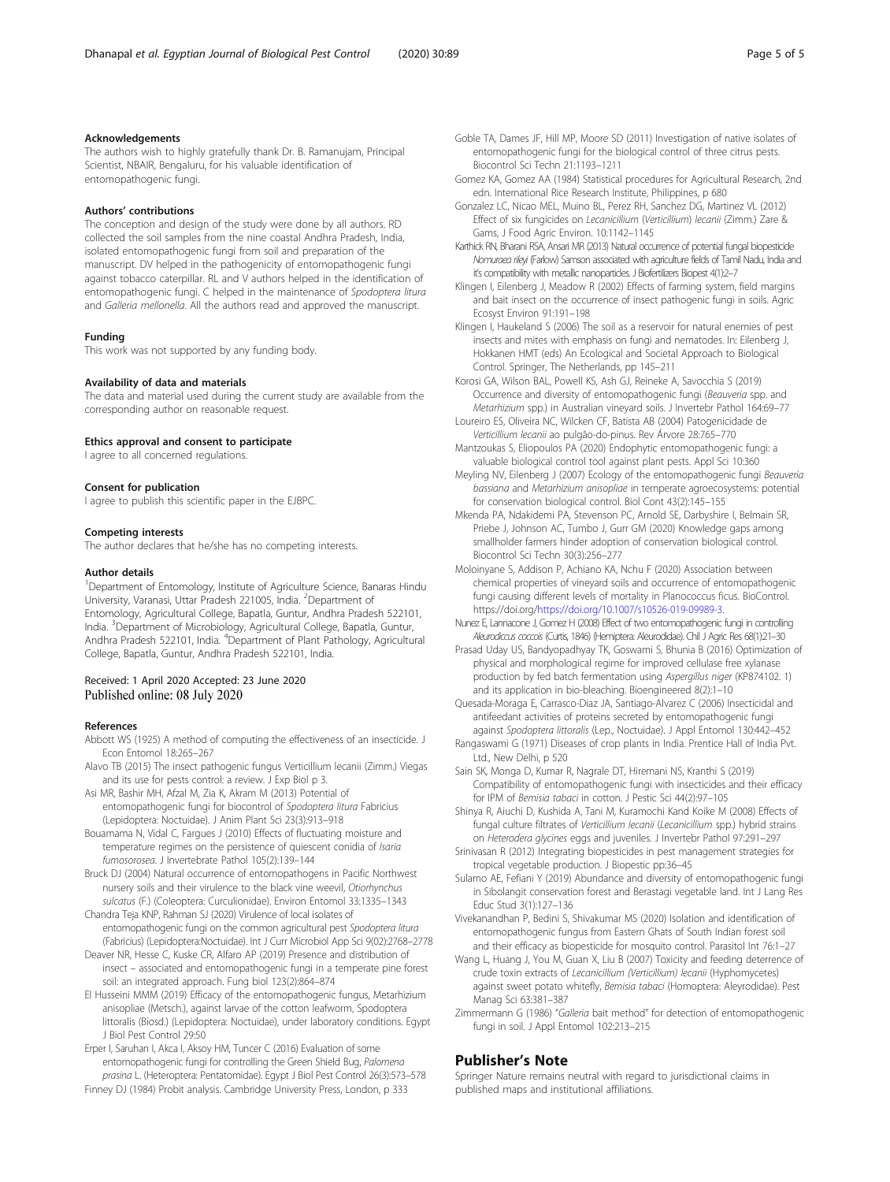## Acknowledgements

The authors wish to highly gratefully thank Dr. B. Ramanujam, Principal Scientist, NBAIR, Bengaluru, for his valuable identification of entomopathogenic fungi.

## Authors' contributions

The conception and design of the study were done by all authors. RD collected the soil samples from the nine coastal Andhra Pradesh, India, isolated entomopathogenic fungi from soil and preparation of the manuscript. DV helped in the pathogenicity of entomopathogenic fungi against tobacco caterpillar. RL and V authors helped in the identification of entomopathogenic fungi. C helped in the maintenance of *Spodoptera litura* and *Galleria mellonella*. All the authors read and approved the manuscript.

## Funding

This work was not supported by any funding body.

## Availability of data and materials

The data and material used during the current study are available from the corresponding author on reasonable request.

## Ethics approval and consent to participate

I agree to all concerned regulations.

## Consent for publication

I agree to publish this scientific paper in the EJBPC.

## Competing interests

The author declares that he/she has no competing interests.

## Author details

[1]Department of Entomology, Institute of Agriculture Science, Banaras Hindu University, Varanasi, Uttar Pradesh 221005, India. [2]Department of Entomology, Agricultural College, Bapatla, Guntur, Andhra Pradesh 522101, India. [3]Department of Microbiology, Agricultural College, Bapatla, Guntur, Andhra Pradesh 522101, India. [4]Department of Plant Pathology, Agricultural College, Bapatla, Guntur, Andhra Pradesh 522101, India.

Received: 1 April 2020 Accepted: 23 June 2020
Published online: 08 July 2020

## References

Abbott WS (1925) A method of computing the effectiveness of an insecticide. J Econ Entomol 18:265–267

Alavo TB (2015) The insect pathogenic fungus Verticillium lecanii (Zimm.) Viegas and its use for pests control: a review. J Exp Biol p 3.

Asi MR, Bashir MH, Afzal M, Zia K, Akram M (2013) Potential of entomopathogenic fungi for biocontrol of *Spodoptera litura* Fabricius (Lepidoptera: Noctuidae). J Anim Plant Sci 23(3):913–918

Bouamama N, Vidal C, Fargues J (2010) Effects of fluctuating moisture and temperature regimes on the persistence of quiescent conidia of *Isaria fumosorosea*. J Invertebrate Pathol 105(2):139–144

Bruck DJ (2004) Natural occurrence of entomopathogens in Pacific Northwest nursery soils and their virulence to the black vine weevil, *Otiorhynchus sulcatus* (F.) (Coleoptera: Curculionidae). Environ Entomol 33:1335–1343

Chandra Teja KNP, Rahman SJ (2020) Virulence of local isolates of entomopathogenic fungi on the common agricultural pest *Spodoptera litura* (Fabricius) (Lepidoptera:Noctuidae). Int J Curr Microbiol App Sci 9(02):2768–2778

Deaver NR, Hesse C, Kuske CR, Alfaro AP (2019) Presence and distribution of insect – associated and entomopathogenic fungi in a temperate pine forest soil: an integrated approach. Fung biol 123(2):864–874

El Husseini MMM (2019) Efficacy of the entomopathogenic fungus, Metarhizium anisopliae (Metsch.), against larvae of the cotton leafworm, Spodoptera littoralis (Biosd.) (Lepidoptera: Noctuidae), under laboratory conditions. Egypt J Biol Pest Control 29:50

Erper I, Saruhan I, Akca I, Aksoy HM, Tuncer C (2016) Evaluation of some entomopathogenic fungi for controlling the Green Shield Bug, *Palomena prasina* L. (Heteroptera: Pentatomidae). Egypt J Biol Pest Control 26(3):573–578

Finney DJ (1984) Probit analysis. Cambridge University Press, London, p 333

Goble TA, Dames JF, Hill MP, Moore SD (2011) Investigation of native isolates of entomopathogenic fungi for the biological control of three citrus pests. Biocontrol Sci Techn 21:1193–1211

Gomez KA, Gomez AA (1984) Statistical procedures for Agricultural Research, 2nd edn. International Rice Research Institute, Philippines, p 680

Gonzalez LC, Nicao MEL, Muino BL, Perez RH, Sanchez DG, Martinez VL (2012) Effect of six fungicides on *Lecanicillium* (*Verticillium*) *lecanii* (Zimm.) Zare & Gams, J Food Agric Environ. 10:1142–1145

Karthick RN, Bharani RSA, Ansari MR (2013) Natural occurrence of potential fungal biopesticide *Nomuraea rileyi* (Farlow) Samson associated with agriculture fields of Tamil Nadu, India and it's compatibility with metallic nanoparticles. J Biofertilizers Biopest 4(1):2–7

Klingen I, Eilenberg J, Meadow R (2002) Effects of farming system, field margins and bait insect on the occurrence of insect pathogenic fungi in soils. Agric Ecosyst Environ 91:191–198

Klingen I, Haukeland S (2006) The soil as a reservoir for natural enemies of pest insects and mites with emphasis on fungi and nematodes. In: Eilenberg J, Hokkanen HMT (eds) An Ecological and Societal Approach to Biological Control. Springer, The Netherlands, pp 145–211

Korosi GA, Wilson BAL, Powell KS, Ash GJ, Reineke A, Savocchia S (2019) Occurrence and diversity of entomopathogenic fungi (*Beauveria* spp. and *Metarhizium* spp.) in Australian vineyard soils. J Invertebr Pathol 164:69–77

Loureiro ES, Oliveira NC, Wilcken CF, Batista AB (2004) Patogenicidade de *Verticillium lecanii* ao pulgão-do-pinus. Rev Árvore 28:765–770

Mantzoukas S, Eliopoulos PA (2020) Endophytic entomopathogenic fungi: a valuable biological control tool against plant pests. Appl Sci 10:360

Meyling NV, Eilenberg J (2007) Ecology of the entomopathogenic fungi *Beauveria bassiana* and *Metarhizium anisopliae* in temperate agroecosystems: potential for conservation biological control. Biol Cont 43(2):145–155

Mkenda PA, Ndakidemi PA, Stevenson PC, Arnold SE, Darbyshire I, Belmain SR, Priebe J, Johnson AC, Tumbo J, Gurr GM (2020) Knowledge gaps among smallholder farmers hinder adoption of conservation biological control. Biocontrol Sci Techn 30(3):256–277

Moloinyane S, Addison P, Achiano KA, Nchu F (2020) Association between chemical properties of vineyard soils and occurrence of entomopathogenic fungi causing different levels of mortality in Planococcus ficus. BioControl. https://doi.org/https://doi.org/10.1007/s10526-019-09989-3.

Nunez E, Lannacone J, Gomez H (2008) Effect of two entomopathogenic fungi in controlling *Aleurodiccus coccois* (Curtis, 1846) (Hemiptera: Aleurodidae). Chil J Agric Res 68(1):21–30

Prasad Uday US, Bandyopadhyay TK, Goswami S, Bhunia B (2016) Optimization of physical and morphological regime for improved cellulase free xylanase production by fed batch fermentation using *Aspergillus niger* (KP874102. 1) and its application in bio-bleaching. Bioengineered 8(2):1–10

Quesada-Moraga E, Carrasco-Diaz JA, Santiago-Alvarez C (2006) Insecticidal and antifeedant activities of proteins secreted by entomopathogenic fungi against *Spodoptera littoralis* (Lep., Noctuidae). J Appl Entomol 130:442–452

Rangaswami G (1971) Diseases of crop plants in India. Prentice Hall of India Pvt. Ltd., New Delhi, p 520

Sain SK, Monga D, Kumar R, Nagrale DT, Hiremani NS, Kranthi S (2019) Compatibility of entomopathogenic fungi with insecticides and their efficacy for IPM of *Bemisia tabaci* in cotton. J Pestic Sci 44(2):97–105

Shinya R, Aiuchi D, Kushida A, Tani M, Kuramochi Kand Koike M (2008) Effects of fungal culture filtrates of *Verticillium lecanii* (*Lecanicillium* spp.) hybrid strains on *Heterodera glycines* eggs and juveniles. J Invertebr Pathol 97:291–297

Srinivasan R (2012) Integrating biopesticides in pest management strategies for tropical vegetable production. J Biopestic pp:36–45

Sularno AE, Fefiani Y (2019) Abundance and diversity of entomopathogenic fungi in Sibolangit conservation forest and Berastagi vegetable land. Int J Lang Res Educ Stud 3(1):127–136

Vivekanandhan P, Bedini S, Shivakumar MS (2020) Isolation and identification of entomopathogenic fungus from Eastern Ghats of South Indian forest soil and their efficacy as biopesticide for mosquito control. Parasitol Int 76:1–27

Wang L, Huang J, You M, Guan X, Liu B (2007) Toxicity and feeding deterrence of crude toxin extracts of *Lecanicillium* (*Verticillium*) *lecanii* (Hyphomycetes) against sweet potato whitefly, *Bemisia tabaci* (Homoptera: Aleyrodidae). Pest Manag Sci 63:381–387

Zimmermann G (1986) "*Galleria* bait method" for detection of entomopathogenic fungi in soil. J Appl Entomol 102:213–215

## Publisher's Note

Springer Nature remains neutral with regard to jurisdictional claims in published maps and institutional affiliations.